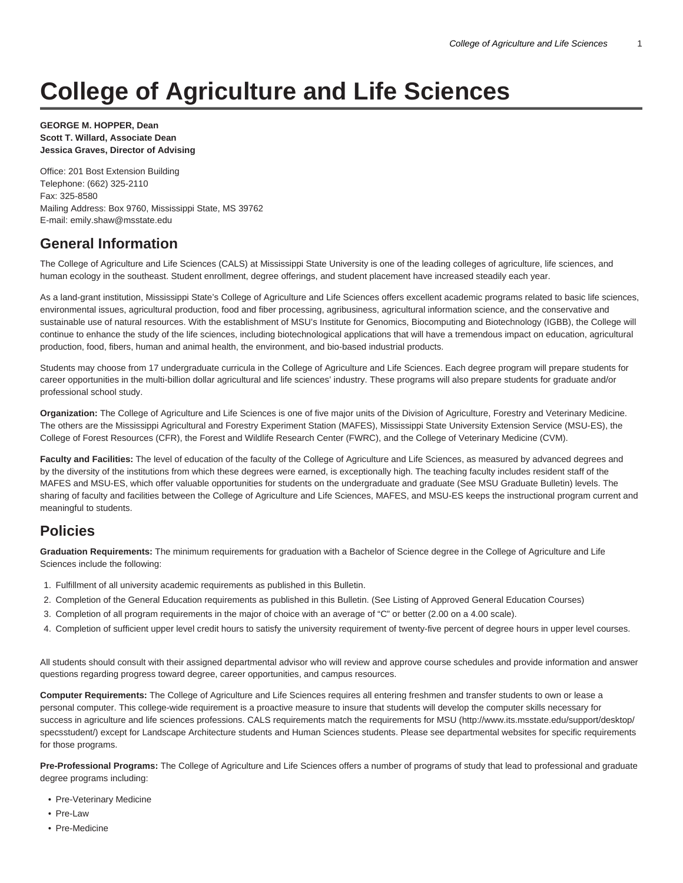# College of Agriculture and Life Sciences

**GEORGE M. HOPPER, Dean**
**Scott T. Willard, Associate Dean**
**Jessica Graves, Director of Advising**

Office: 201 Bost Extension Building
Telephone: (662) 325-2110
Fax: 325-8580
Mailing Address: Box 9760, Mississippi State, MS 39762
E-mail: emily.shaw@msstate.edu

## General Information

The College of Agriculture and Life Sciences (CALS) at Mississippi State University is one of the leading colleges of agriculture, life sciences, and human ecology in the southeast. Student enrollment, degree offerings, and student placement have increased steadily each year.

As a land-grant institution, Mississippi State's College of Agriculture and Life Sciences offers excellent academic programs related to basic life sciences, environmental issues, agricultural production, food and fiber processing, agribusiness, agricultural information science, and the conservative and sustainable use of natural resources. With the establishment of MSU's Institute for Genomics, Biocomputing and Biotechnology (IGBB), the College will continue to enhance the study of the life sciences, including biotechnological applications that will have a tremendous impact on education, agricultural production, food, fibers, human and animal health, the environment, and bio-based industrial products.

Students may choose from 17 undergraduate curricula in the College of Agriculture and Life Sciences. Each degree program will prepare students for career opportunities in the multi-billion dollar agricultural and life sciences' industry. These programs will also prepare students for graduate and/or professional school study.

**Organization:** The College of Agriculture and Life Sciences is one of five major units of the Division of Agriculture, Forestry and Veterinary Medicine. The others are the Mississippi Agricultural and Forestry Experiment Station (MAFES), Mississippi State University Extension Service (MSU-ES), the College of Forest Resources (CFR), the Forest and Wildlife Research Center (FWRC), and the College of Veterinary Medicine (CVM).

**Faculty and Facilities:** The level of education of the faculty of the College of Agriculture and Life Sciences, as measured by advanced degrees and by the diversity of the institutions from which these degrees were earned, is exceptionally high. The teaching faculty includes resident staff of the MAFES and MSU-ES, which offer valuable opportunities for students on the undergraduate and graduate (See MSU Graduate Bulletin) levels. The sharing of faculty and facilities between the College of Agriculture and Life Sciences, MAFES, and MSU-ES keeps the instructional program current and meaningful to students.

## Policies

**Graduation Requirements:** The minimum requirements for graduation with a Bachelor of Science degree in the College of Agriculture and Life Sciences include the following:

1. Fulfillment of all university academic requirements as published in this Bulletin.
2. Completion of the General Education requirements as published in this Bulletin. (See Listing of Approved General Education Courses)
3. Completion of all program requirements in the major of choice with an average of "C" or better (2.00 on a 4.00 scale).
4. Completion of sufficient upper level credit hours to satisfy the university requirement of twenty-five percent of degree hours in upper level courses.

All students should consult with their assigned departmental advisor who will review and approve course schedules and provide information and answer questions regarding progress toward degree, career opportunities, and campus resources.

**Computer Requirements:** The College of Agriculture and Life Sciences requires all entering freshmen and transfer students to own or lease a personal computer. This college-wide requirement is a proactive measure to insure that students will develop the computer skills necessary for success in agriculture and life sciences professions. CALS requirements match the requirements for MSU (http://www.its.msstate.edu/support/desktop/specsstudent/) except for Landscape Architecture students and Human Sciences students. Please see departmental websites for specific requirements for those programs.

**Pre-Professional Programs:** The College of Agriculture and Life Sciences offers a number of programs of study that lead to professional and graduate degree programs including:

- Pre-Veterinary Medicine
- Pre-Law
- Pre-Medicine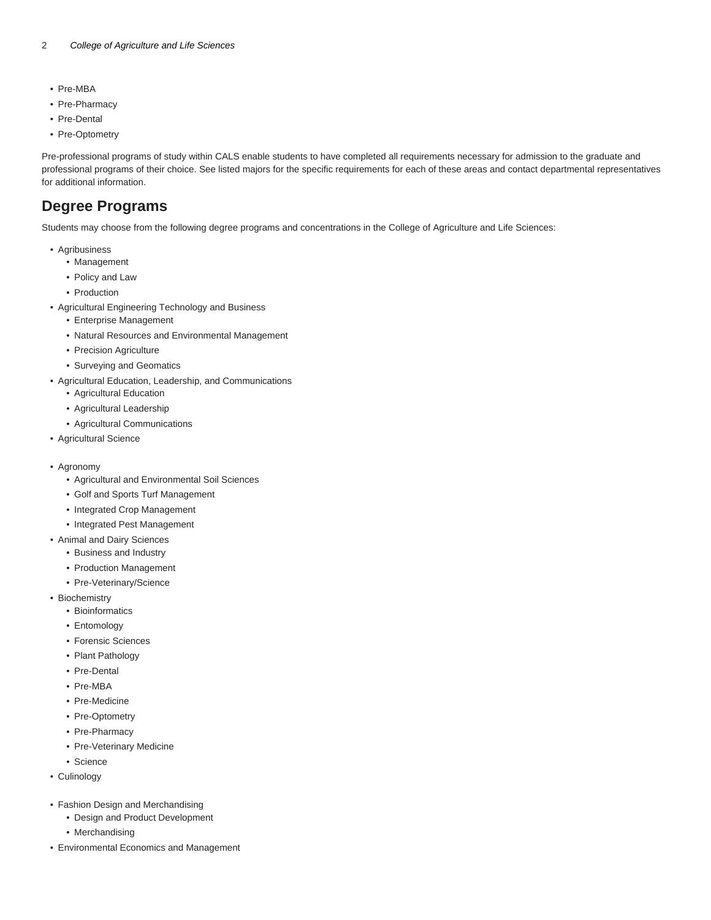- Pre-MBA
- Pre-Pharmacy
- Pre-Dental
- Pre-Optometry

Pre-professional programs of study within CALS enable students to have completed all requirements necessary for admission to the graduate and professional programs of their choice. See listed majors for the specific requirements for each of these areas and contact departmental representatives for additional information.

## Degree Programs

Students may choose from the following degree programs and concentrations in the College of Agriculture and Life Sciences:

- Agribusiness
  - Management
  - Policy and Law
  - Production
- Agricultural Engineering Technology and Business
  - Enterprise Management
  - Natural Resources and Environmental Management
  - Precision Agriculture
  - Surveying and Geomatics
- Agricultural Education, Leadership, and Communications
  - Agricultural Education
  - Agricultural Leadership
  - Agricultural Communications
- Agricultural Science
- Agronomy
  - Agricultural and Environmental Soil Sciences
  - Golf and Sports Turf Management
  - Integrated Crop Management
  - Integrated Pest Management
- Animal and Dairy Sciences
  - Business and Industry
  - Production Management
  - Pre-Veterinary/Science
- Biochemistry
  - Bioinformatics
  - Entomology
  - Forensic Sciences
  - Plant Pathology
  - Pre-Dental
  - Pre-MBA
  - Pre-Medicine
  - Pre-Optometry
  - Pre-Pharmacy
  - Pre-Veterinary Medicine
  - Science
- Culinology
- Fashion Design and Merchandising
  - Design and Product Development
  - Merchandising
- Environmental Economics and Management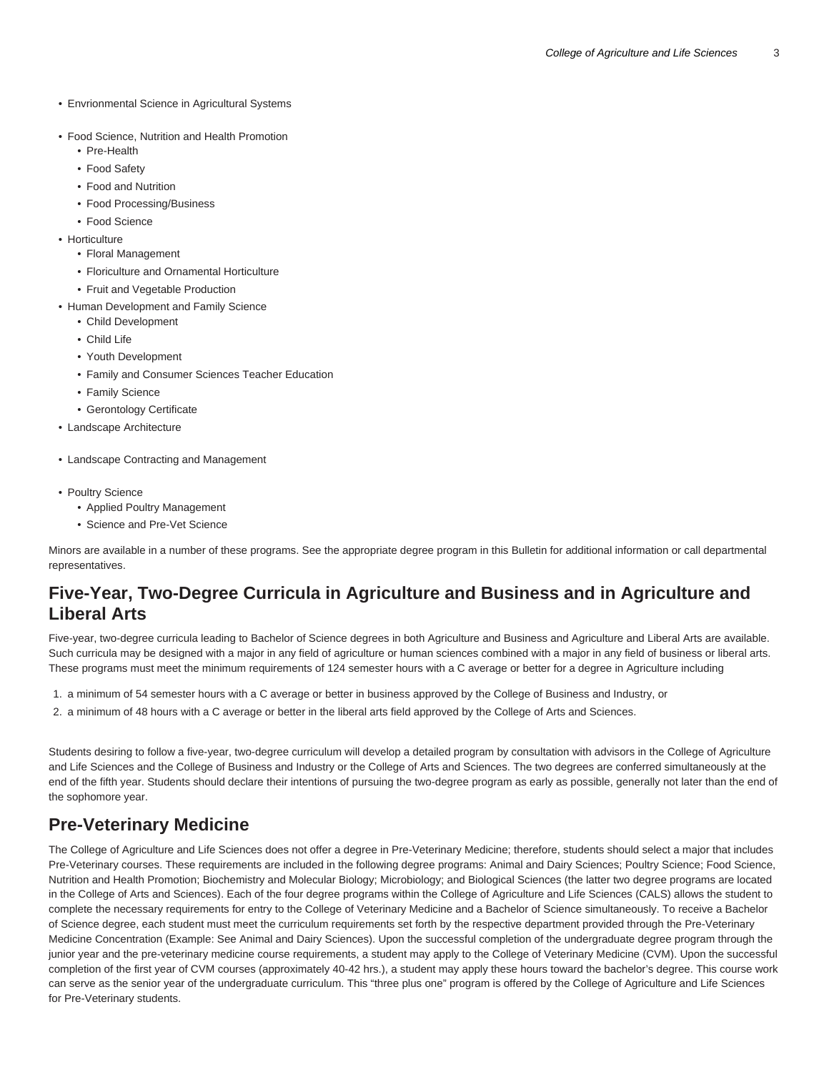- Envrionmental Science in Agricultural Systems
- Food Science, Nutrition and Health Promotion
    - Pre-Health
    - Food Safety
    - Food and Nutrition
    - Food Processing/Business
    - Food Science
- Horticulture
    - Floral Management
    - Floriculture and Ornamental Horticulture
    - Fruit and Vegetable Production
- Human Development and Family Science
    - Child Development
    - Child Life
    - Youth Development
    - Family and Consumer Sciences Teacher Education
    - Family Science
    - Gerontology Certificate
- Landscape Architecture
- Landscape Contracting and Management
- Poultry Science
    - Applied Poultry Management
    - Science and Pre-Vet Science

Minors are available in a number of these programs. See the appropriate degree program in this Bulletin for additional information or call departmental representatives.

## Five-Year, Two-Degree Curricula in Agriculture and Business and in Agriculture and Liberal Arts

Five-year, two-degree curricula leading to Bachelor of Science degrees in both Agriculture and Business and Agriculture and Liberal Arts are available. Such curricula may be designed with a major in any field of agriculture or human sciences combined with a major in any field of business or liberal arts. These programs must meet the minimum requirements of 124 semester hours with a C average or better for a degree in Agriculture including

1. a minimum of 54 semester hours with a C average or better in business approved by the College of Business and Industry, or
2. a minimum of 48 hours with a C average or better in the liberal arts field approved by the College of Arts and Sciences.

Students desiring to follow a five-year, two-degree curriculum will develop a detailed program by consultation with advisors in the College of Agriculture and Life Sciences and the College of Business and Industry or the College of Arts and Sciences. The two degrees are conferred simultaneously at the end of the fifth year. Students should declare their intentions of pursuing the two-degree program as early as possible, generally not later than the end of the sophomore year.

## Pre-Veterinary Medicine

The College of Agriculture and Life Sciences does not offer a degree in Pre-Veterinary Medicine; therefore, students should select a major that includes Pre-Veterinary courses. These requirements are included in the following degree programs: Animal and Dairy Sciences; Poultry Science; Food Science, Nutrition and Health Promotion; Biochemistry and Molecular Biology; Microbiology; and Biological Sciences (the latter two degree programs are located in the College of Arts and Sciences). Each of the four degree programs within the College of Agriculture and Life Sciences (CALS) allows the student to complete the necessary requirements for entry to the College of Veterinary Medicine and a Bachelor of Science simultaneously. To receive a Bachelor of Science degree, each student must meet the curriculum requirements set forth by the respective department provided through the Pre-Veterinary Medicine Concentration (Example: See Animal and Dairy Sciences). Upon the successful completion of the undergraduate degree program through the junior year and the pre-veterinary medicine course requirements, a student may apply to the College of Veterinary Medicine (CVM). Upon the successful completion of the first year of CVM courses (approximately 40-42 hrs.), a student may apply these hours toward the bachelor's degree. This course work can serve as the senior year of the undergraduate curriculum. This "three plus one" program is offered by the College of Agriculture and Life Sciences for Pre-Veterinary students.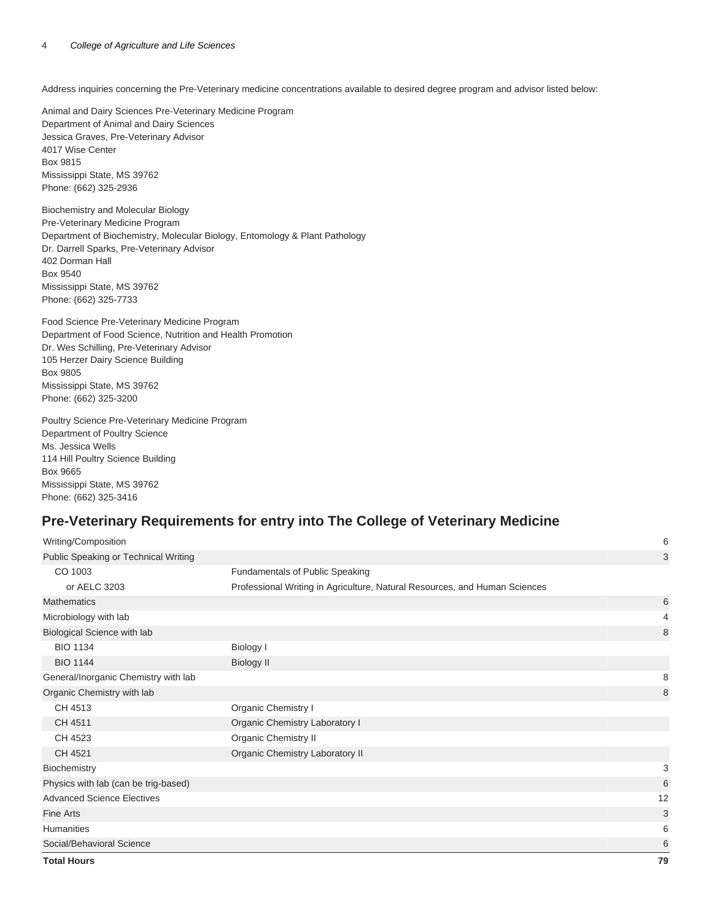Address inquiries concerning the Pre-Veterinary medicine concentrations available to desired degree program and advisor listed below:

Animal and Dairy Sciences Pre-Veterinary Medicine Program
Department of Animal and Dairy Sciences
Jessica Graves, Pre-Veterinary Advisor
4017 Wise Center
Box 9815
Mississippi State, MS 39762
Phone: (662) 325-2936

Biochemistry and Molecular Biology
Pre-Veterinary Medicine Program
Department of Biochemistry, Molecular Biology, Entomology & Plant Pathology
Dr. Darrell Sparks, Pre-Veterinary Advisor
402 Dorman Hall
Box 9540
Mississippi State, MS 39762
Phone: (662) 325-7733

Food Science Pre-Veterinary Medicine Program
Department of Food Science, Nutrition and Health Promotion
Dr. Wes Schilling, Pre-Veterinary Advisor
105 Herzer Dairy Science Building
Box 9805
Mississippi State, MS 39762
Phone: (662) 325-3200

Poultry Science Pre-Veterinary Medicine Program
Department of Poultry Science
Ms. Jessica Wells
114 Hill Poultry Science Building
Box 9665
Mississippi State, MS 39762
Phone: (662) 325-3416

## Pre-Veterinary Requirements for entry into The College of Veterinary Medicine

| | | |
|---|---|---|
| Writing/Composition | | 6 |
| Public Speaking or Technical Writing | | 3 |
| CO 1003 | Fundamentals of Public Speaking | |
| or AELC 3203 | Professional Writing in Agriculture, Natural Resources, and Human Sciences | |
| Mathematics | | 6 |
| Microbiology with lab | | 4 |
| Biological Science with lab | | 8 |
| BIO 1134 | Biology I | |
| BIO 1144 | Biology II | |
| General/Inorganic Chemistry with lab | | 8 |
| Organic Chemistry with lab | | 8 |
| CH 4513 | Organic Chemistry I | |
| CH 4511 | Organic Chemistry Laboratory I | |
| CH 4523 | Organic Chemistry II | |
| CH 4521 | Organic Chemistry Laboratory II | |
| Biochemistry | | 3 |
| Physics with lab (can be trig-based) | | 6 |
| Advanced Science Electives | | 12 |
| Fine Arts | | 3 |
| Humanities | | 6 |
| Social/Behavioral Science | | 6 |
| **Total Hours** | | **79** |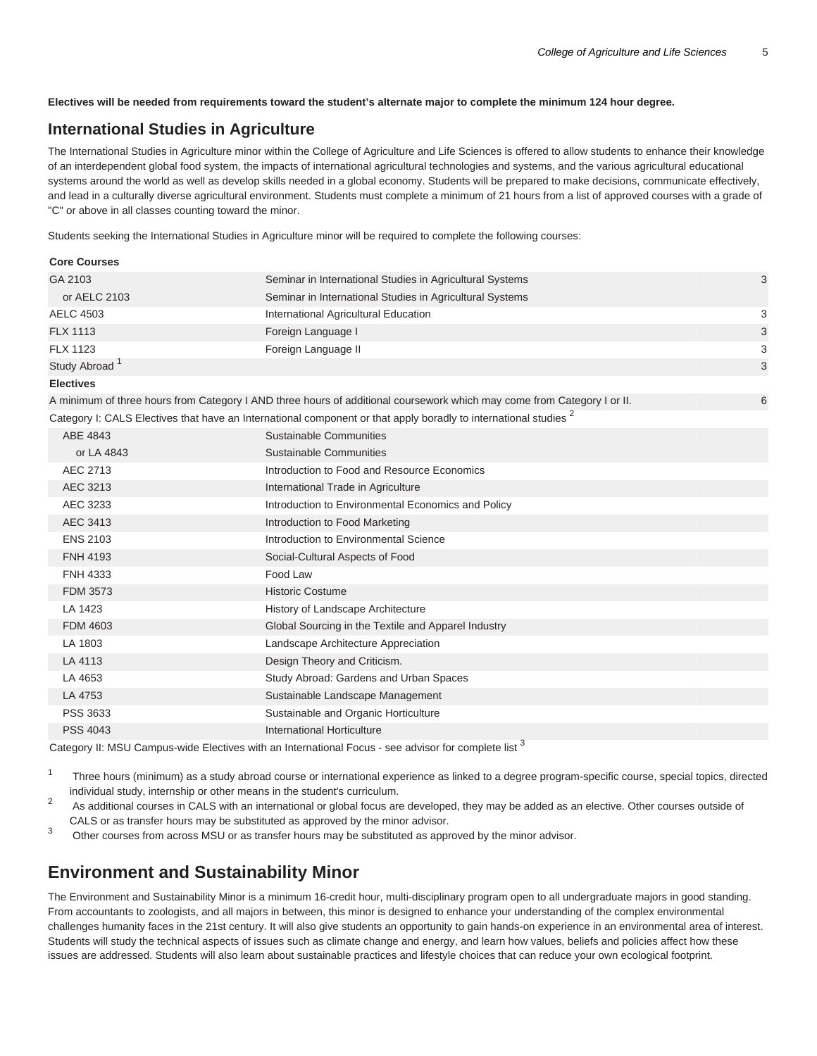**Electives will be needed from requirements toward the student's alternate major to complete the minimum 124 hour degree.**

## International Studies in Agriculture

The International Studies in Agriculture minor within the College of Agriculture and Life Sciences is offered to allow students to enhance their knowledge of an interdependent global food system, the impacts of international agricultural technologies and systems, and the various agricultural educational systems around the world as well as develop skills needed in a global economy. Students will be prepared to make decisions, communicate effectively, and lead in a culturally diverse agricultural environment. Students must complete a minimum of 21 hours from a list of approved courses with a grade of "C" or above in all classes counting toward the minor.

Students seeking the International Studies in Agriculture minor will be required to complete the following courses:

| | | |
|---|---|---|
| **Core Courses** | | |
| GA 2103 | Seminar in International Studies in Agricultural Systems | 3 |
| or AELC 2103 | Seminar in International Studies in Agricultural Systems | |
| AELC 4503 | International Agricultural Education | 3 |
| FLX 1113 | Foreign Language I | 3 |
| FLX 1123 | Foreign Language II | 3 |
| Study Abroad [1] | | 3 |
| **Electives** | | |
| A minimum of three hours from Category I AND three hours of additional coursework which may come from Category I or II. | | 6 |
| Category I: CALS Electives that have an International component or that apply boradly to international studies [2] | | |
| ABE 4843 | Sustainable Communities | |
| or LA 4843 | Sustainable Communities | |
| AEC 2713 | Introduction to Food and Resource Economics | |
| AEC 3213 | International Trade in Agriculture | |
| AEC 3233 | Introduction to Environmental Economics and Policy | |
| AEC 3413 | Introduction to Food Marketing | |
| ENS 2103 | Introduction to Environmental Science | |
| FNH 4193 | Social-Cultural Aspects of Food | |
| FNH 4333 | Food Law | |
| FDM 3573 | Historic Costume | |
| LA 1423 | History of Landscape Architecture | |
| FDM 4603 | Global Sourcing in the Textile and Apparel Industry | |
| LA 1803 | Landscape Architecture Appreciation | |
| LA 4113 | Design Theory and Criticism. | |
| LA 4653 | Study Abroad: Gardens and Urban Spaces | |
| LA 4753 | Sustainable Landscape Management | |
| PSS 3633 | Sustainable and Organic Horticulture | |
| PSS 4043 | International Horticulture | |
| Category II: MSU Campus-wide Electives with an International Focus - see advisor for complete list [3] | | |

1. Three hours (minimum) as a study abroad course or international experience as linked to a degree program-specific course, special topics, directed individual study, internship or other means in the student's curriculum.
2. As additional courses in CALS with an international or global focus are developed, they may be added as an elective. Other courses outside of CALS or as transfer hours may be substituted as approved by the minor advisor.
3. Other courses from across MSU or as transfer hours may be substituted as approved by the minor advisor.

## Environment and Sustainability Minor

The Environment and Sustainability Minor is a minimum 16-credit hour, multi-disciplinary program open to all undergraduate majors in good standing. From accountants to zoologists, and all majors in between, this minor is designed to enhance your understanding of the complex environmental challenges humanity faces in the 21st century. It will also give students an opportunity to gain hands-on experience in an environmental area of interest. Students will study the technical aspects of issues such as climate change and energy, and learn how values, beliefs and policies affect how these issues are addressed. Students will also learn about sustainable practices and lifestyle choices that can reduce your own ecological footprint.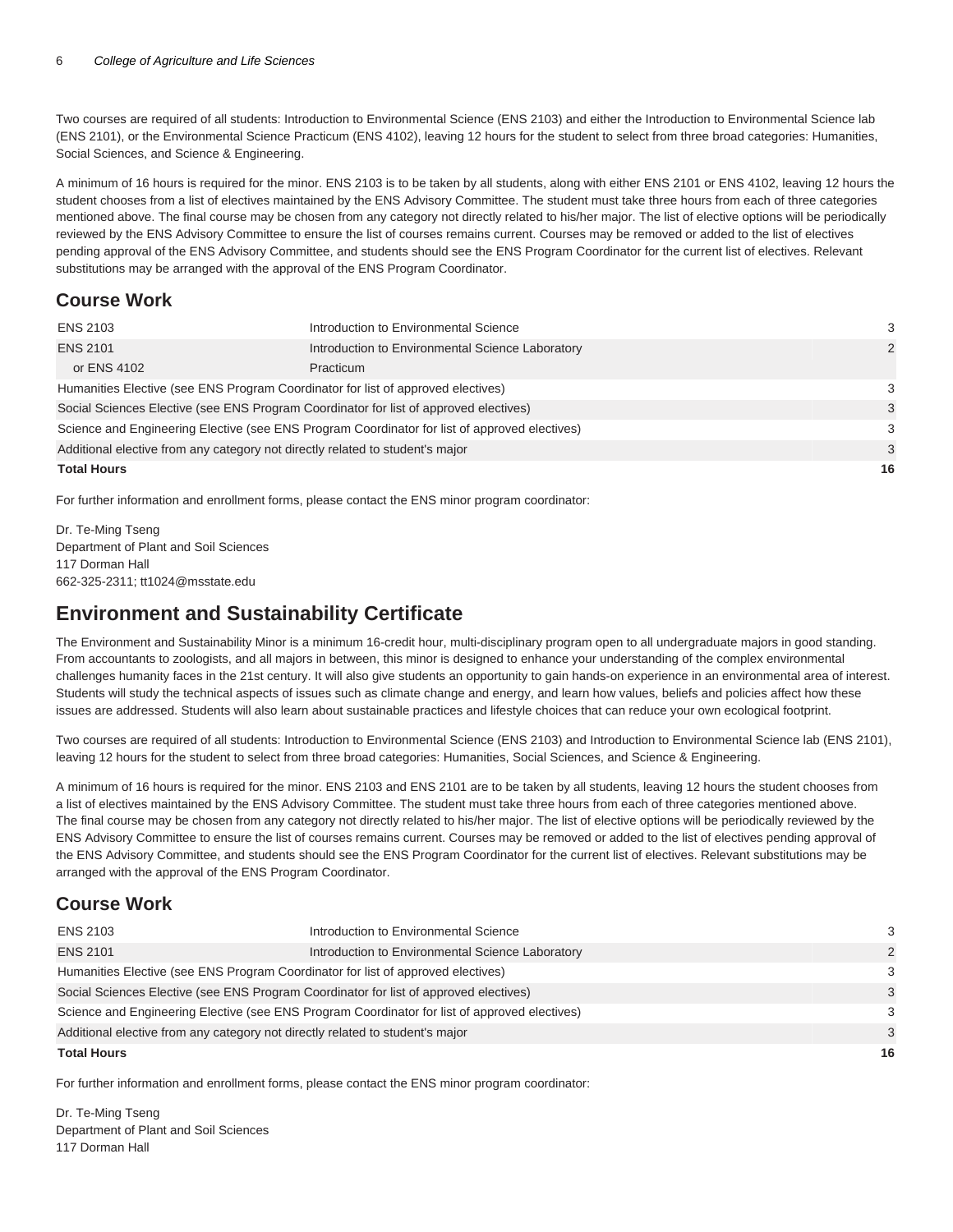Two courses are required of all students: Introduction to Environmental Science (ENS 2103) and either the Introduction to Environmental Science lab (ENS 2101), or the Environmental Science Practicum (ENS 4102), leaving 12 hours for the student to select from three broad categories: Humanities, Social Sciences, and Science & Engineering.

A minimum of 16 hours is required for the minor. ENS 2103 is to be taken by all students, along with either ENS 2101 or ENS 4102, leaving 12 hours the student chooses from a list of electives maintained by the ENS Advisory Committee. The student must take three hours from each of three categories mentioned above. The final course may be chosen from any category not directly related to his/her major. The list of elective options will be periodically reviewed by the ENS Advisory Committee to ensure the list of courses remains current. Courses may be removed or added to the list of electives pending approval of the ENS Advisory Committee, and students should see the ENS Program Coordinator for the current list of electives. Relevant substitutions may be arranged with the approval of the ENS Program Coordinator.

## Course Work

| | | |
|---|---|---|
| ENS 2103 | Introduction to Environmental Science | 3 |
| ENS 2101 | Introduction to Environmental Science Laboratory | 2 |
| or ENS 4102 | Practicum | |
| Humanities Elective (see ENS Program Coordinator for list of approved electives) | | 3 |
| Social Sciences Elective (see ENS Program Coordinator for list of approved electives) | | 3 |
| Science and Engineering Elective (see ENS Program Coordinator for list of approved electives) | | 3 |
| Additional elective from any category not directly related to student's major | | 3 |
| **Total Hours** | | **16** |

For further information and enrollment forms, please contact the ENS minor program coordinator:

Dr. Te-Ming Tseng
Department of Plant and Soil Sciences
117 Dorman Hall
662-325-2311; tt1024@msstate.edu

## Environment and Sustainability Certificate

The Environment and Sustainability Minor is a minimum 16-credit hour, multi-disciplinary program open to all undergraduate majors in good standing. From accountants to zoologists, and all majors in between, this minor is designed to enhance your understanding of the complex environmental challenges humanity faces in the 21st century. It will also give students an opportunity to gain hands-on experience in an environmental area of interest. Students will study the technical aspects of issues such as climate change and energy, and learn how values, beliefs and policies affect how these issues are addressed. Students will also learn about sustainable practices and lifestyle choices that can reduce your own ecological footprint.

Two courses are required of all students: Introduction to Environmental Science (ENS 2103) and Introduction to Environmental Science lab (ENS 2101), leaving 12 hours for the student to select from three broad categories: Humanities, Social Sciences, and Science & Engineering.

A minimum of 16 hours is required for the minor. ENS 2103 and ENS 2101 are to be taken by all students, leaving 12 hours the student chooses from a list of electives maintained by the ENS Advisory Committee. The student must take three hours from each of three categories mentioned above. The final course may be chosen from any category not directly related to his/her major. The list of elective options will be periodically reviewed by the ENS Advisory Committee to ensure the list of courses remains current. Courses may be removed or added to the list of electives pending approval of the ENS Advisory Committee, and students should see the ENS Program Coordinator for the current list of electives. Relevant substitutions may be arranged with the approval of the ENS Program Coordinator.

## Course Work

| | | |
|---|---|---|
| ENS 2103 | Introduction to Environmental Science | 3 |
| ENS 2101 | Introduction to Environmental Science Laboratory | 2 |
| Humanities Elective (see ENS Program Coordinator for list of approved electives) | | 3 |
| Social Sciences Elective (see ENS Program Coordinator for list of approved electives) | | 3 |
| Science and Engineering Elective (see ENS Program Coordinator for list of approved electives) | | 3 |
| Additional elective from any category not directly related to student's major | | 3 |
| **Total Hours** | | **16** |

For further information and enrollment forms, please contact the ENS minor program coordinator:

Dr. Te-Ming Tseng
Department of Plant and Soil Sciences
117 Dorman Hall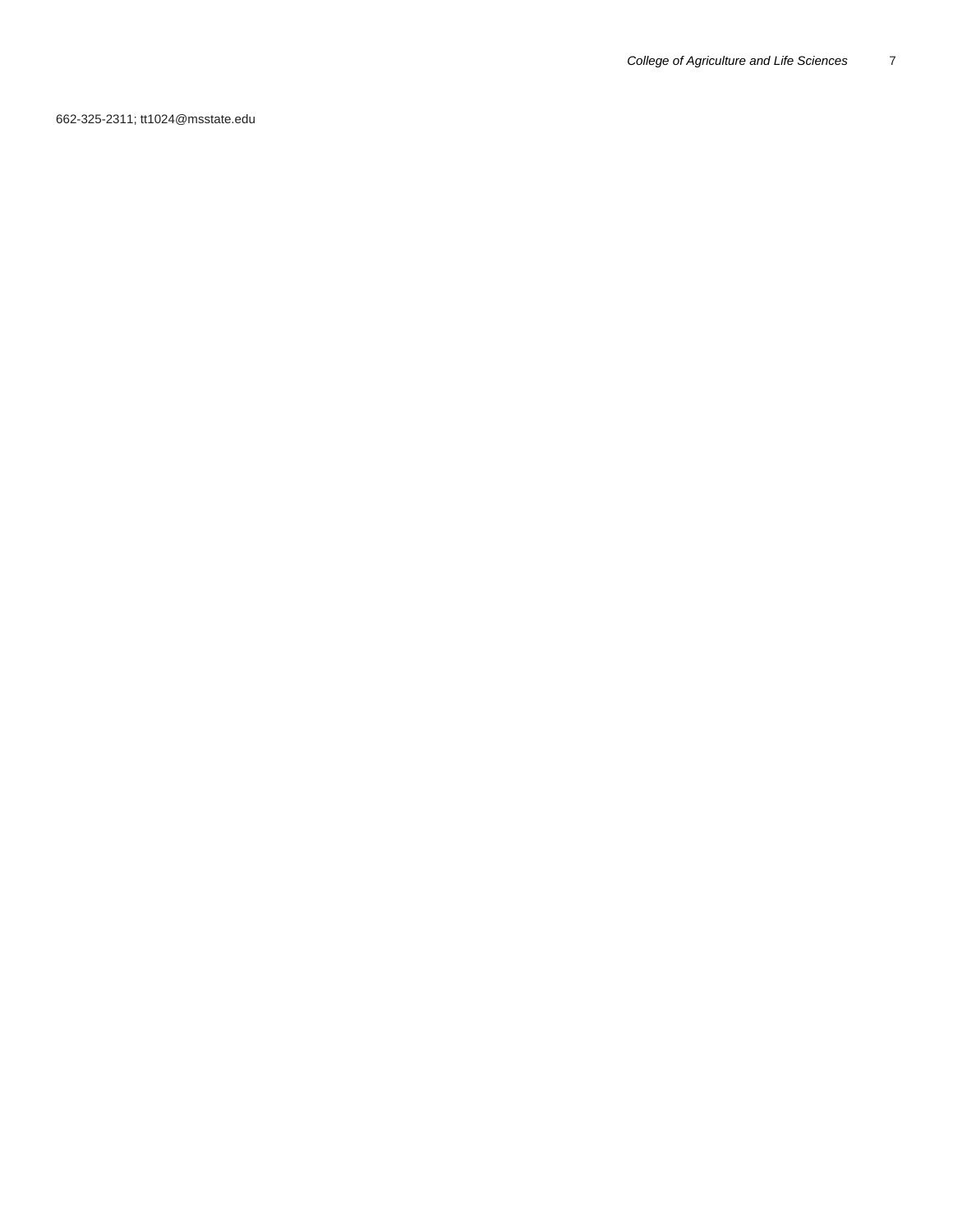662-325-2311; tt1024@msstate.edu